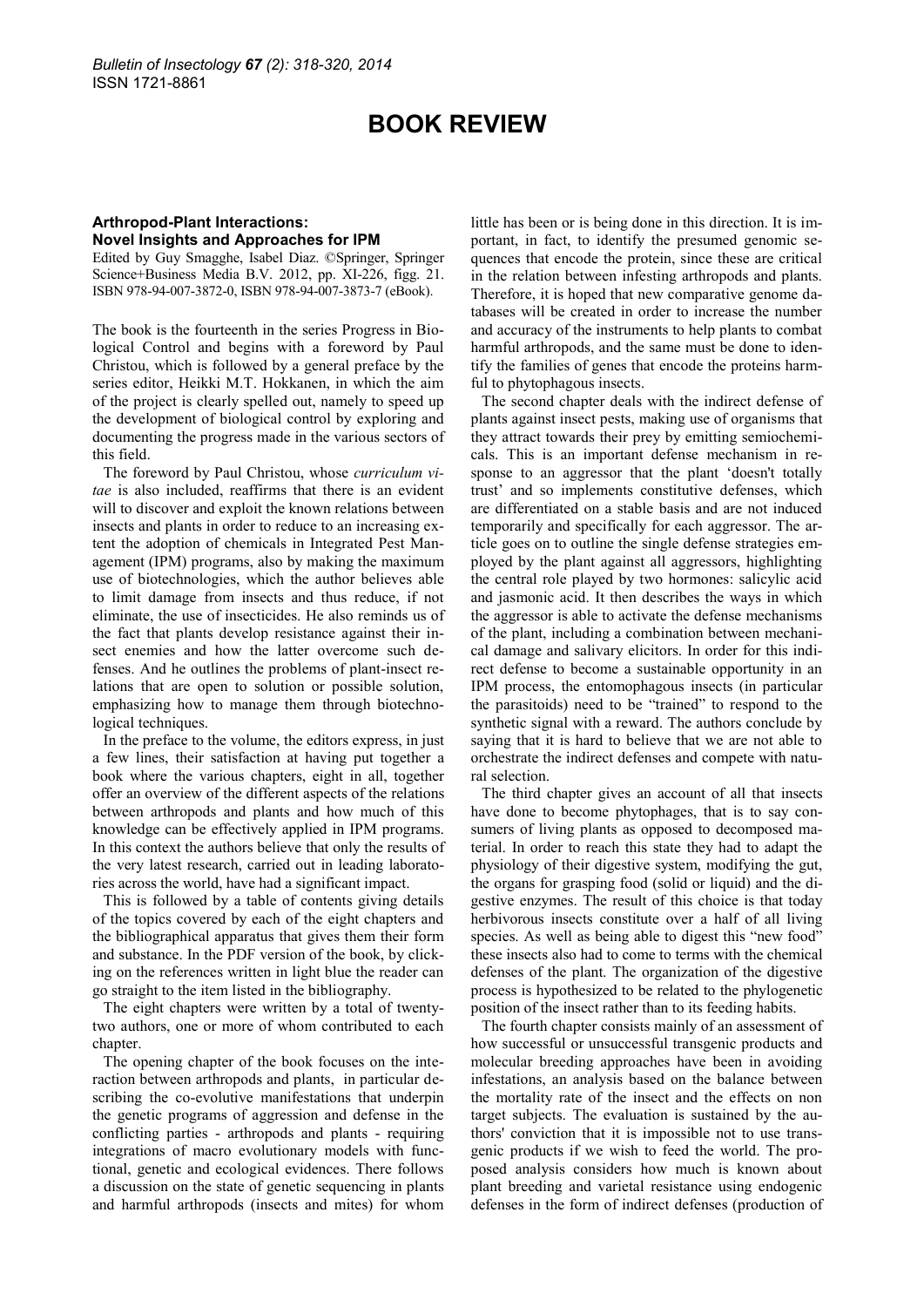# BOOK REVIEW

### Arthropod-Plant Interactions: Novel Insights and Approaches for IPM

Edited by Guy Smagghe, Isabel Diaz. ©Springer, Springer Science+Business Media B.V. 2012, pp. XI-226, figg. 21. ISBN 978-94-007-3872-0, ISBN 978-94-007-3873-7 (eBook).

The book is the fourteenth in the series Progress in Biological Control and begins with a foreword by Paul Christou, which is followed by a general preface by the series editor, Heikki M.T. Hokkanen, in which the aim of the project is clearly spelled out, namely to speed up the development of biological control by exploring and documenting the progress made in the various sectors of this field.

The foreword by Paul Christou, whose *curriculum vitae* is also included, reaffirms that there is an evident will to discover and exploit the known relations between insects and plants in order to reduce to an increasing extent the adoption of chemicals in Integrated Pest Management (IPM) programs, also by making the maximum use of biotechnologies, which the author believes able to limit damage from insects and thus reduce, if not eliminate, the use of insecticides. He also reminds us of the fact that plants develop resistance against their insect enemies and how the latter overcome such defenses. And he outlines the problems of plant-insect relations that are open to solution or possible solution, emphasizing how to manage them through biotechnological techniques.

In the preface to the volume, the editors express, in just a few lines, their satisfaction at having put together a book where the various chapters, eight in all, together offer an overview of the different aspects of the relations between arthropods and plants and how much of this knowledge can be effectively applied in IPM programs. In this context the authors believe that only the results of the very latest research, carried out in leading laboratories across the world, have had a significant impact.

This is followed by a table of contents giving details of the topics covered by each of the eight chapters and the bibliographical apparatus that gives them their form and substance. In the PDF version of the book, by clicking on the references written in light blue the reader can go straight to the item listed in the bibliography.

The eight chapters were written by a total of twenty-two authors, one or more of whom contributed to each chapter.

The opening chapter of the book focuses on the interaction between arthropods and plants, in particular describing the co-evolutive manifestations that underpin the genetic programs of aggression and defense in the conflicting parties - arthropods and plants - requiring integrations of macro evolutionary models with functional, genetic and ecological evidences. There follows a discussion on the state of genetic sequencing in plants and harmful arthropods (insects and mites) for whom little has been or is being done in this direction. It is important, in fact, to identify the presumed genomic sequences that encode the protein, since these are critical in the relation between infesting arthropods and plants. Therefore, it is hoped that new comparative genome databases will be created in order to increase the number and accuracy of the instruments to help plants to combat harmful arthropods, and the same must be done to identify the families of genes that encode the proteins harmful to phytophagous insects.

The second chapter deals with the indirect defense of plants against insect pests, making use of organisms that they attract towards their prey by emitting semiochemicals. This is an important defense mechanism in response to an aggressor that the plant 'doesn't totally trust' and so implements constitutive defenses, which are differentiated on a stable basis and are not induced temporarily and specifically for each aggressor. The article goes on to outline the single defense strategies employed by the plant against all aggressors, highlighting the central role played by two hormones: salicylic acid and jasmonic acid. It then describes the ways in which the aggressor is able to activate the defense mechanisms of the plant, including a combination between mechanical damage and salivary elicitors. In order for this indirect defense to become a sustainable opportunity in an IPM process, the entomophagous insects (in particular the parasitoids) need to be "trained" to respond to the synthetic signal with a reward. The authors conclude by saying that it is hard to believe that we are not able to orchestrate the indirect defenses and compete with natural selection.

The third chapter gives an account of all that insects have done to become phytophages, that is to say consumers of living plants as opposed to decomposed material. In order to reach this state they had to adapt the physiology of their digestive system, modifying the gut, the organs for grasping food (solid or liquid) and the digestive enzymes. The result of this choice is that today herbivorous insects constitute over a half of all living species. As well as being able to digest this "new food" these insects also had to come to terms with the chemical defenses of the plant. The organization of the digestive process is hypothesized to be related to the phylogenetic position of the insect rather than to its feeding habits.

The fourth chapter consists mainly of an assessment of how successful or unsuccessful transgenic products and molecular breeding approaches have been in avoiding infestations, an analysis based on the balance between the mortality rate of the insect and the effects on non target subjects. The evaluation is sustained by the authors' conviction that it is impossible not to use transgenic products if we wish to feed the world. The proposed analysis considers how much is known about plant breeding and varietal resistance using endogenic defenses in the form of indirect defenses (production of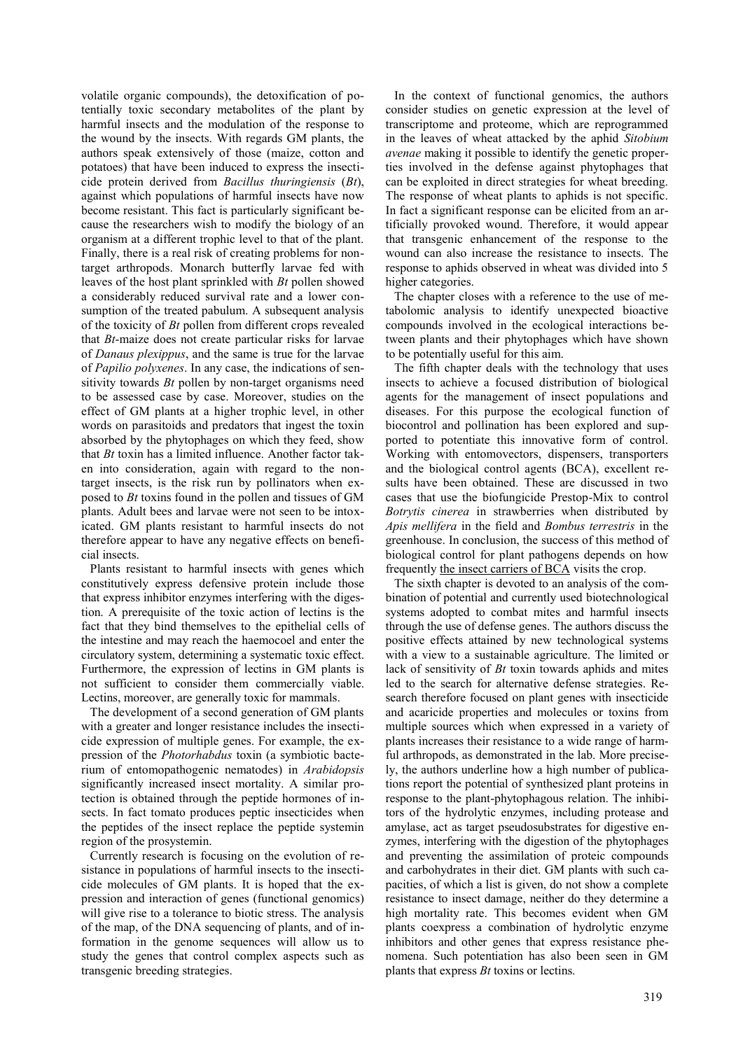volatile organic compounds), the detoxification of potentially toxic secondary metabolites of the plant by harmful insects and the modulation of the response to the wound by the insects. With regards GM plants, the authors speak extensively of those (maize, cotton and potatoes) that have been induced to express the insecticide protein derived from *Bacillus thuringiensis* (*Bt*), against which populations of harmful insects have now become resistant. This fact is particularly significant because the researchers wish to modify the biology of an organism at a different trophic level to that of the plant. Finally, there is a real risk of creating problems for non-target arthropods. Monarch butterfly larvae fed with leaves of the host plant sprinkled with *Bt* pollen showed a considerably reduced survival rate and a lower consumption of the treated pabulum. A subsequent analysis of the toxicity of *Bt* pollen from different crops revealed that *Bt*-maize does not create particular risks for larvae of *Danaus plexippus*, and the same is true for the larvae of *Papilio polyxenes*. In any case, the indications of sensitivity towards *Bt* pollen by non-target organisms need to be assessed case by case. Moreover, studies on the effect of GM plants at a higher trophic level, in other words on parasitoids and predators that ingest the toxin absorbed by the phytophages on which they feed, show that *Bt* toxin has a limited influence. Another factor taken into consideration, again with regard to the non-target insects, is the risk run by pollinators when exposed to *Bt* toxins found in the pollen and tissues of GM plants. Adult bees and larvae were not seen to be intoxicated. GM plants resistant to harmful insects do not therefore appear to have any negative effects on beneficial insects.

Plants resistant to harmful insects with genes which constitutively express defensive protein include those that express inhibitor enzymes interfering with the digestion. A prerequisite of the toxic action of lectins is the fact that they bind themselves to the epithelial cells of the intestine and may reach the haemocoel and enter the circulatory system, determining a systematic toxic effect. Furthermore, the expression of lectins in GM plants is not sufficient to consider them commercially viable. Lectins, moreover, are generally toxic for mammals.

The development of a second generation of GM plants with a greater and longer resistance includes the insecticide expression of multiple genes. For example, the expression of the *Photorhabdus* toxin (a symbiotic bacterium of entomopathogenic nematodes) in *Arabidopsis* significantly increased insect mortality. A similar protection is obtained through the peptide hormones of insects. In fact tomato produces peptic insecticides when the peptides of the insect replace the peptide systemin region of the prosystemin.

Currently research is focusing on the evolution of resistance in populations of harmful insects to the insecticide molecules of GM plants. It is hoped that the expression and interaction of genes (functional genomics) will give rise to a tolerance to biotic stress. The analysis of the map, of the DNA sequencing of plants, and of information in the genome sequences will allow us to study the genes that control complex aspects such as transgenic breeding strategies.

In the context of functional genomics, the authors consider studies on genetic expression at the level of transcriptome and proteome, which are reprogrammed in the leaves of wheat attacked by the aphid *Sitobium avenae* making it possible to identify the genetic properties involved in the defense against phytophages that can be exploited in direct strategies for wheat breeding. The response of wheat plants to aphids is not specific. In fact a significant response can be elicited from an artificially provoked wound. Therefore, it would appear that transgenic enhancement of the response to the wound can also increase the resistance to insects. The response to aphids observed in wheat was divided into 5 higher categories.

The chapter closes with a reference to the use of metabolomic analysis to identify unexpected bioactive compounds involved in the ecological interactions between plants and their phytophages which have shown to be potentially useful for this aim.

The fifth chapter deals with the technology that uses insects to achieve a focused distribution of biological agents for the management of insect populations and diseases. For this purpose the ecological function of biocontrol and pollination has been explored and supported to potentiate this innovative form of control. Working with entomovectors, dispensers, transporters and the biological control agents (BCA), excellent results have been obtained. These are discussed in two cases that use the biofungicide Prestop-Mix to control *Botrytis cinerea* in strawberries when distributed by *Apis mellifera* in the field and *Bombus terrestris* in the greenhouse. In conclusion, the success of this method of biological control for plant pathogens depends on how frequently the insect carriers of BCA visits the crop.

The sixth chapter is devoted to an analysis of the combination of potential and currently used biotechnological systems adopted to combat mites and harmful insects through the use of defense genes. The authors discuss the positive effects attained by new technological systems with a view to a sustainable agriculture. The limited or lack of sensitivity of *Bt* toxin towards aphids and mites led to the search for alternative defense strategies. Research therefore focused on plant genes with insecticide and acaricide properties and molecules or toxins from multiple sources which when expressed in a variety of plants increases their resistance to a wide range of harmful arthropods, as demonstrated in the lab. More precisely, the authors underline how a high number of publications report the potential of synthesized plant proteins in response to the plant-phytophagous relation. The inhibitors of the hydrolytic enzymes, including protease and amylase, act as target pseudosubstrates for digestive enzymes, interfering with the digestion of the phytophages and preventing the assimilation of proteic compounds and carbohydrates in their diet. GM plants with such capacities, of which a list is given, do not show a complete resistance to insect damage, neither do they determine a high mortality rate. This becomes evident when GM plants coexpress a combination of hydrolytic enzyme inhibitors and other genes that express resistance phenomena. Such potentiation has also been seen in GM plants that express *Bt* toxins or lectins.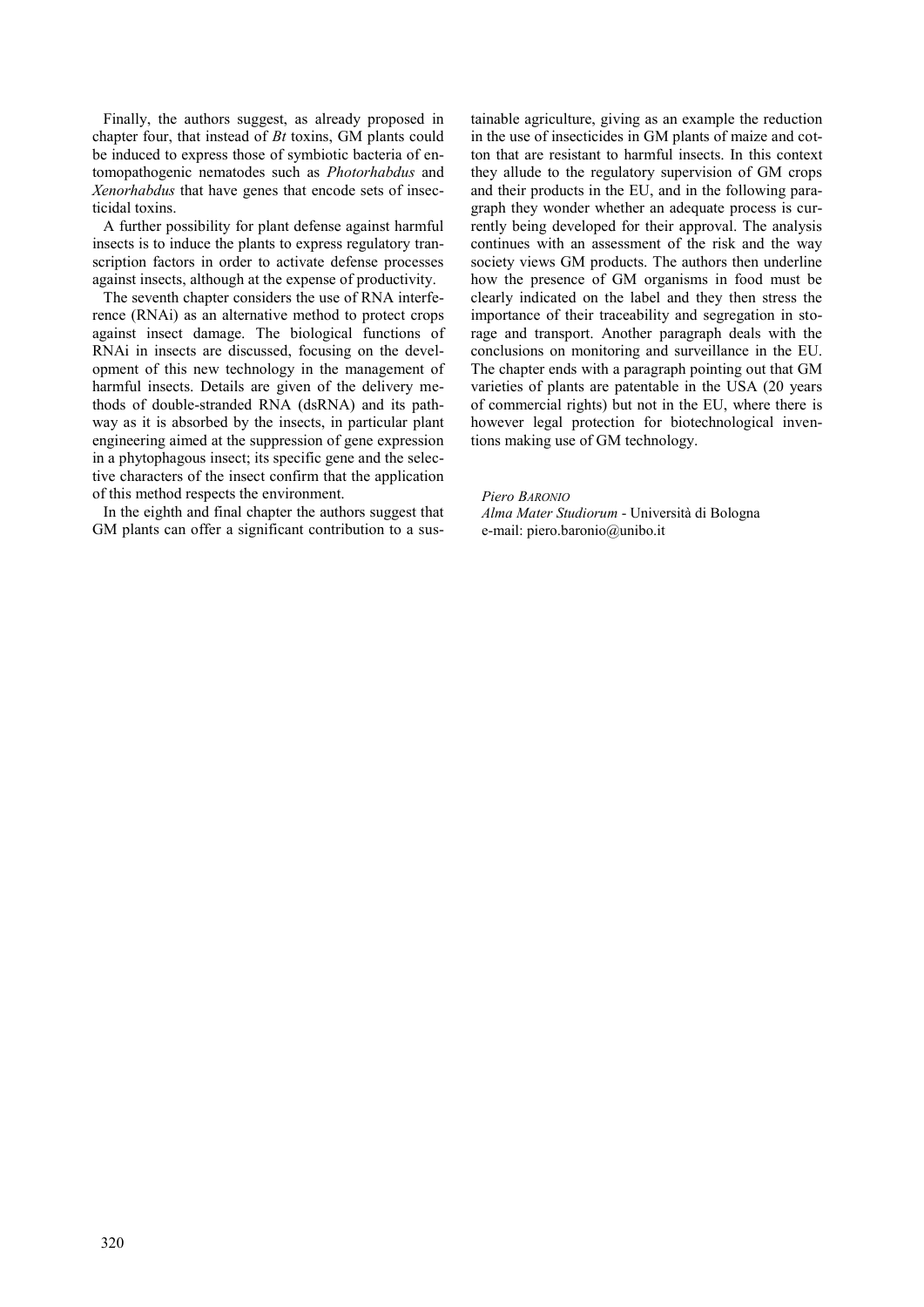Finally, the authors suggest, as already proposed in chapter four, that instead of *Bt* toxins, GM plants could be induced to express those of symbiotic bacteria of entomopathogenic nematodes such as *Photorhabdus* and *Xenorhabdus* that have genes that encode sets of insecticidal toxins.

A further possibility for plant defense against harmful insects is to induce the plants to express regulatory transcription factors in order to activate defense processes against insects, although at the expense of productivity.

The seventh chapter considers the use of RNA interference (RNAi) as an alternative method to protect crops against insect damage. The biological functions of RNAi in insects are discussed, focusing on the development of this new technology in the management of harmful insects. Details are given of the delivery methods of double-stranded RNA (dsRNA) and its pathway as it is absorbed by the insects, in particular plant engineering aimed at the suppression of gene expression in a phytophagous insect; its specific gene and the selective characters of the insect confirm that the application of this method respects the environment.

In the eighth and final chapter the authors suggest that GM plants can offer a significant contribution to a sustainable agriculture, giving as an example the reduction in the use of insecticides in GM plants of maize and cotton that are resistant to harmful insects. In this context they allude to the regulatory supervision of GM crops and their products in the EU, and in the following paragraph they wonder whether an adequate process is currently being developed for their approval. The analysis continues with an assessment of the risk and the way society views GM products. The authors then underline how the presence of GM organisms in food must be clearly indicated on the label and they then stress the importance of their traceability and segregation in storage and transport. Another paragraph deals with the conclusions on monitoring and surveillance in the EU. The chapter ends with a paragraph pointing out that GM varieties of plants are patentable in the USA (20 years of commercial rights) but not in the EU, where there is however legal protection for biotechnological inventions making use of GM technology.

*Piero Baronio*
*Alma Mater Studiorum* - Università di Bologna
e-mail: piero.baronio@unibo.it